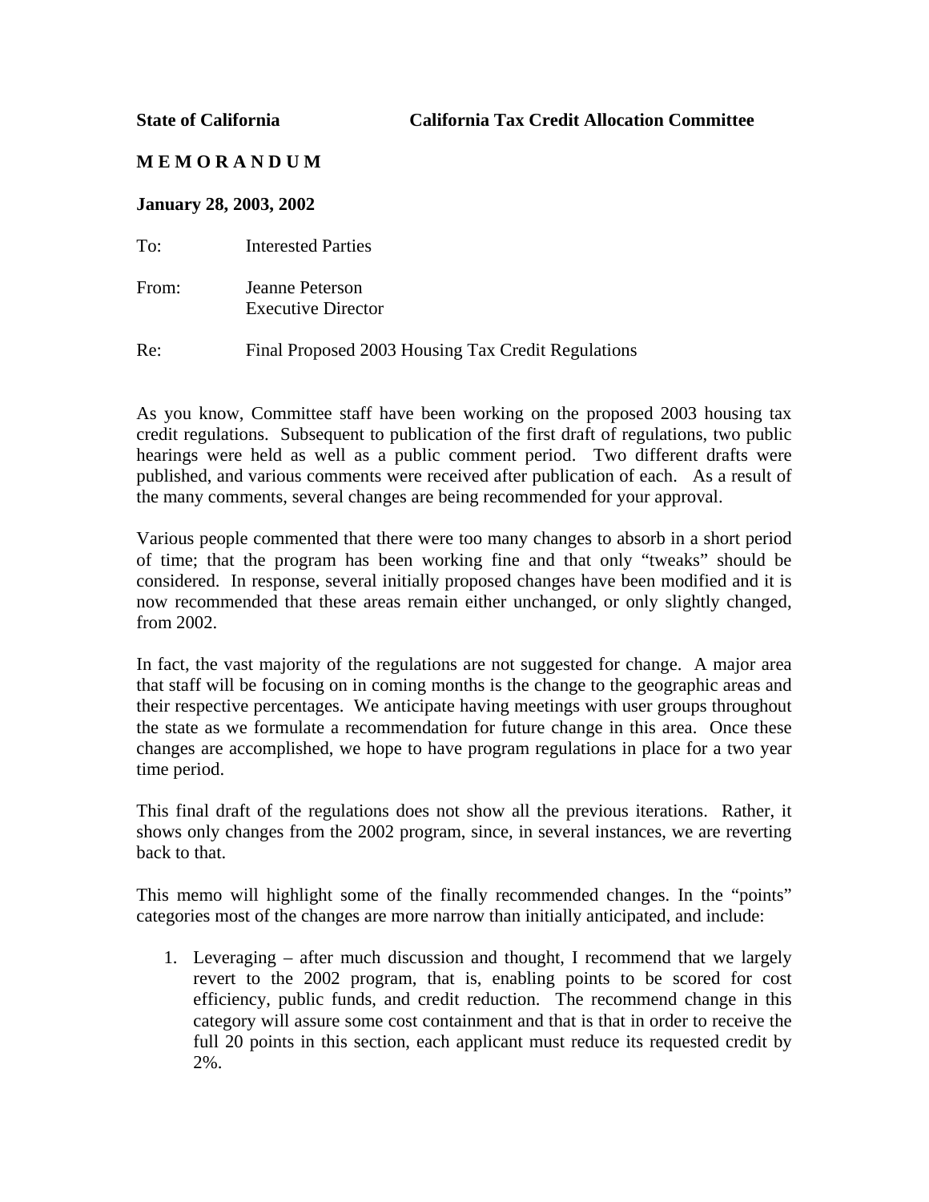**State of California** **California Tax Credit Allocation Committee**

**M E M O R A N D U M**

**January 28, 2003, 2002**

To: Interested Parties

From: Jeanne Peterson
Executive Director

Re: Final Proposed 2003 Housing Tax Credit Regulations

As you know, Committee staff have been working on the proposed 2003 housing tax credit regulations. Subsequent to publication of the first draft of regulations, two public hearings were held as well as a public comment period. Two different drafts were published, and various comments were received after publication of each. As a result of the many comments, several changes are being recommended for your approval.

Various people commented that there were too many changes to absorb in a short period of time; that the program has been working fine and that only "tweaks" should be considered. In response, several initially proposed changes have been modified and it is now recommended that these areas remain either unchanged, or only slightly changed, from 2002.

In fact, the vast majority of the regulations are not suggested for change. A major area that staff will be focusing on in coming months is the change to the geographic areas and their respective percentages. We anticipate having meetings with user groups throughout the state as we formulate a recommendation for future change in this area. Once these changes are accomplished, we hope to have program regulations in place for a two year time period.

This final draft of the regulations does not show all the previous iterations. Rather, it shows only changes from the 2002 program, since, in several instances, we are reverting back to that.

This memo will highlight some of the finally recommended changes. In the "points" categories most of the changes are more narrow than initially anticipated, and include:

1. Leveraging – after much discussion and thought, I recommend that we largely revert to the 2002 program, that is, enabling points to be scored for cost efficiency, public funds, and credit reduction. The recommend change in this category will assure some cost containment and that is that in order to receive the full 20 points in this section, each applicant must reduce its requested credit by 2%.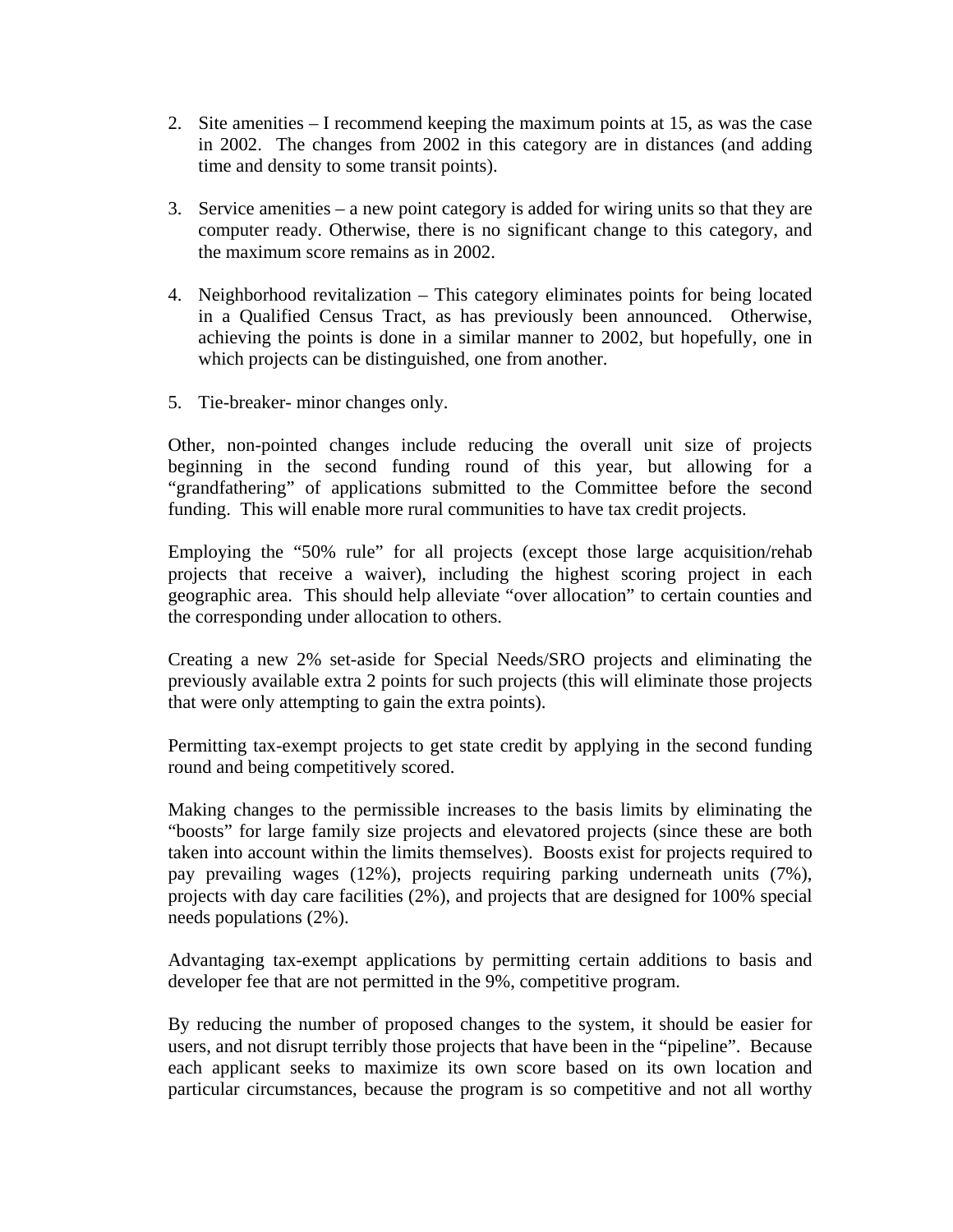2. Site amenities – I recommend keeping the maximum points at 15, as was the case in 2002. The changes from 2002 in this category are in distances (and adding time and density to some transit points).

3. Service amenities – a new point category is added for wiring units so that they are computer ready. Otherwise, there is no significant change to this category, and the maximum score remains as in 2002.

4. Neighborhood revitalization – This category eliminates points for being located in a Qualified Census Tract, as has previously been announced. Otherwise, achieving the points is done in a similar manner to 2002, but hopefully, one in which projects can be distinguished, one from another.

5. Tie-breaker- minor changes only.

Other, non-pointed changes include reducing the overall unit size of projects beginning in the second funding round of this year, but allowing for a "grandfathering" of applications submitted to the Committee before the second funding. This will enable more rural communities to have tax credit projects.

Employing the "50% rule" for all projects (except those large acquisition/rehab projects that receive a waiver), including the highest scoring project in each geographic area. This should help alleviate "over allocation" to certain counties and the corresponding under allocation to others.

Creating a new 2% set-aside for Special Needs/SRO projects and eliminating the previously available extra 2 points for such projects (this will eliminate those projects that were only attempting to gain the extra points).

Permitting tax-exempt projects to get state credit by applying in the second funding round and being competitively scored.

Making changes to the permissible increases to the basis limits by eliminating the "boosts" for large family size projects and elevatored projects (since these are both taken into account within the limits themselves). Boosts exist for projects required to pay prevailing wages (12%), projects requiring parking underneath units (7%), projects with day care facilities (2%), and projects that are designed for 100% special needs populations (2%).

Advantaging tax-exempt applications by permitting certain additions to basis and developer fee that are not permitted in the 9%, competitive program.

By reducing the number of proposed changes to the system, it should be easier for users, and not disrupt terribly those projects that have been in the "pipeline". Because each applicant seeks to maximize its own score based on its own location and particular circumstances, because the program is so competitive and not all worthy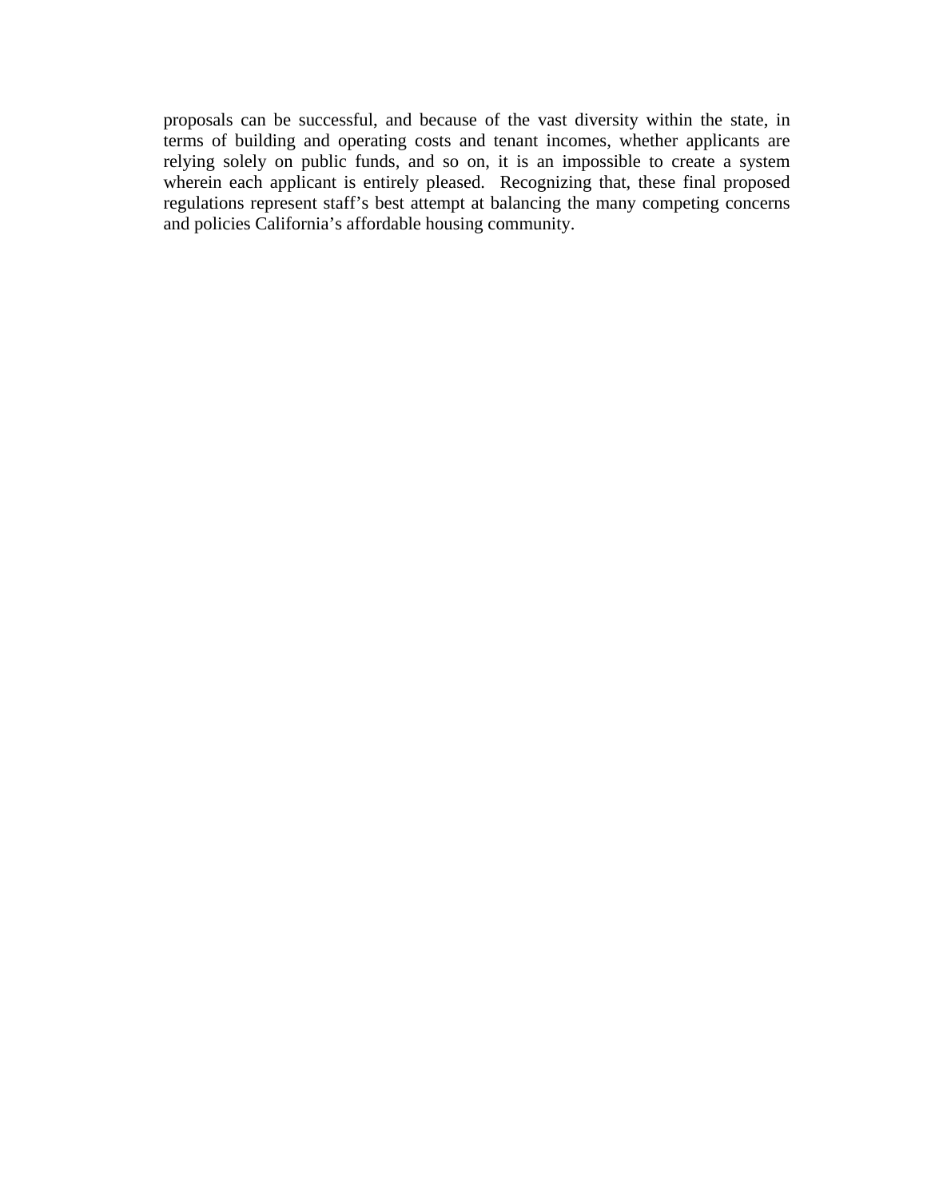proposals can be successful, and because of the vast diversity within the state, in terms of building and operating costs and tenant incomes, whether applicants are relying solely on public funds, and so on, it is an impossible to create a system wherein each applicant is entirely pleased. Recognizing that, these final proposed regulations represent staff's best attempt at balancing the many competing concerns and policies California's affordable housing community.